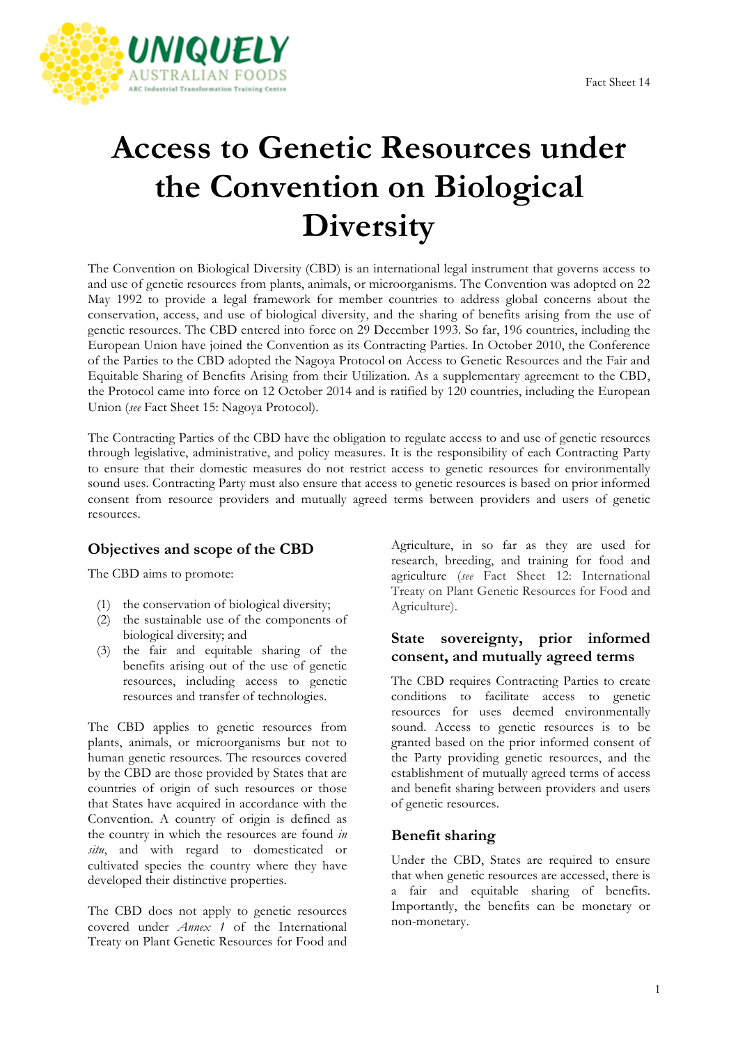Fact Sheet 14

# Access to Genetic Resources under the Convention on Biological Diversity

The Convention on Biological Diversity (CBD) is an international legal instrument that governs access to and use of genetic resources from plants, animals, or microorganisms. The Convention was adopted on 22 May 1992 to provide a legal framework for member countries to address global concerns about the conservation, access, and use of biological diversity, and the sharing of benefits arising from the use of genetic resources. The CBD entered into force on 29 December 1993. So far, 196 countries, including the European Union have joined the Convention as its Contracting Parties. In October 2010, the Conference of the Parties to the CBD adopted the Nagoya Protocol on Access to Genetic Resources and the Fair and Equitable Sharing of Benefits Arising from their Utilization. As a supplementary agreement to the CBD, the Protocol came into force on 12 October 2014 and is ratified by 120 countries, including the European Union (*see* Fact Sheet 15: Nagoya Protocol).

The Contracting Parties of the CBD have the obligation to regulate access to and use of genetic resources through legislative, administrative, and policy measures. It is the responsibility of each Contracting Party to ensure that their domestic measures do not restrict access to genetic resources for environmentally sound uses. Contracting Party must also ensure that access to genetic resources is based on prior informed consent from resource providers and mutually agreed terms between providers and users of genetic resources.

## Objectives and scope of the CBD

The CBD aims to promote:

(1) the conservation of biological diversity;
(2) the sustainable use of the components of biological diversity; and
(3) the fair and equitable sharing of the benefits arising out of the use of genetic resources, including access to genetic resources and transfer of technologies.

The CBD applies to genetic resources from plants, animals, or microorganisms but not to human genetic resources. The resources covered by the CBD are those provided by States that are countries of origin of such resources or those that States have acquired in accordance with the Convention. A country of origin is defined as the country in which the resources are found *in situ*, and with regard to domesticated or cultivated species the country where they have developed their distinctive properties.

The CBD does not apply to genetic resources covered under *Annex 1* of the International Treaty on Plant Genetic Resources for Food and Agriculture, in so far as they are used for research, breeding, and training for food and agriculture (*see* Fact Sheet 12: International Treaty on Plant Genetic Resources for Food and Agriculture).

## State sovereignty, prior informed consent, and mutually agreed terms

The CBD requires Contracting Parties to create conditions to facilitate access to genetic resources for uses deemed environmentally sound. Access to genetic resources is to be granted based on the prior informed consent of the Party providing genetic resources, and the establishment of mutually agreed terms of access and benefit sharing between providers and users of genetic resources.

## Benefit sharing

Under the CBD, States are required to ensure that when genetic resources are accessed, there is a fair and equitable sharing of benefits. Importantly, the benefits can be monetary or non-monetary.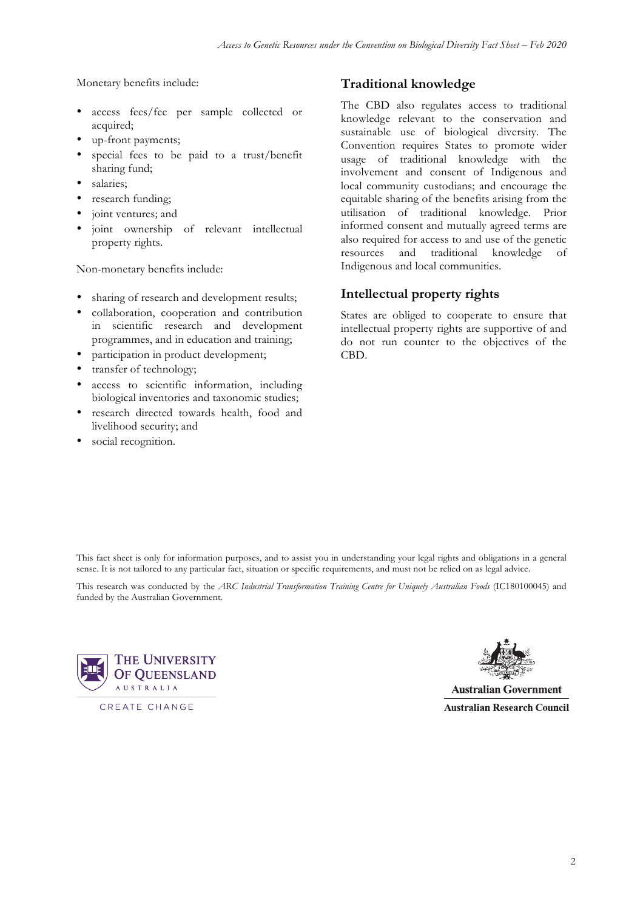Monetary benefits include:

- access fees/fee per sample collected or acquired;
- up-front payments;
- special fees to be paid to a trust/benefit sharing fund;
- salaries;
- research funding;
- joint ventures; and
- joint ownership of relevant intellectual property rights.

Non-monetary benefits include:

- sharing of research and development results;
- collaboration, cooperation and contribution in scientific research and development programmes, and in education and training;
- participation in product development;
- transfer of technology;
- access to scientific information, including biological inventories and taxonomic studies;
- research directed towards health, food and livelihood security; and
- social recognition.

## Traditional knowledge

The CBD also regulates access to traditional knowledge relevant to the conservation and sustainable use of biological diversity. The Convention requires States to promote wider usage of traditional knowledge with the involvement and consent of Indigenous and local community custodians; and encourage the equitable sharing of the benefits arising from the utilisation of traditional knowledge. Prior informed consent and mutually agreed terms are also required for access to and use of the genetic resources and traditional knowledge of Indigenous and local communities.

## Intellectual property rights

States are obliged to cooperate to ensure that intellectual property rights are supportive of and do not run counter to the objectives of the CBD.

This fact sheet is only for information purposes, and to assist you in understanding your legal rights and obligations in a general sense. It is not tailored to any particular fact, situation or specific requirements, and must not be relied on as legal advice.

This research was conducted by the *ARC Industrial Transformation Training Centre for Uniquely Australian Foods* (IC180100045) and funded by the Australian Government.

The University of Queensland Australia — Create Change

Australian Government — Australian Research Council